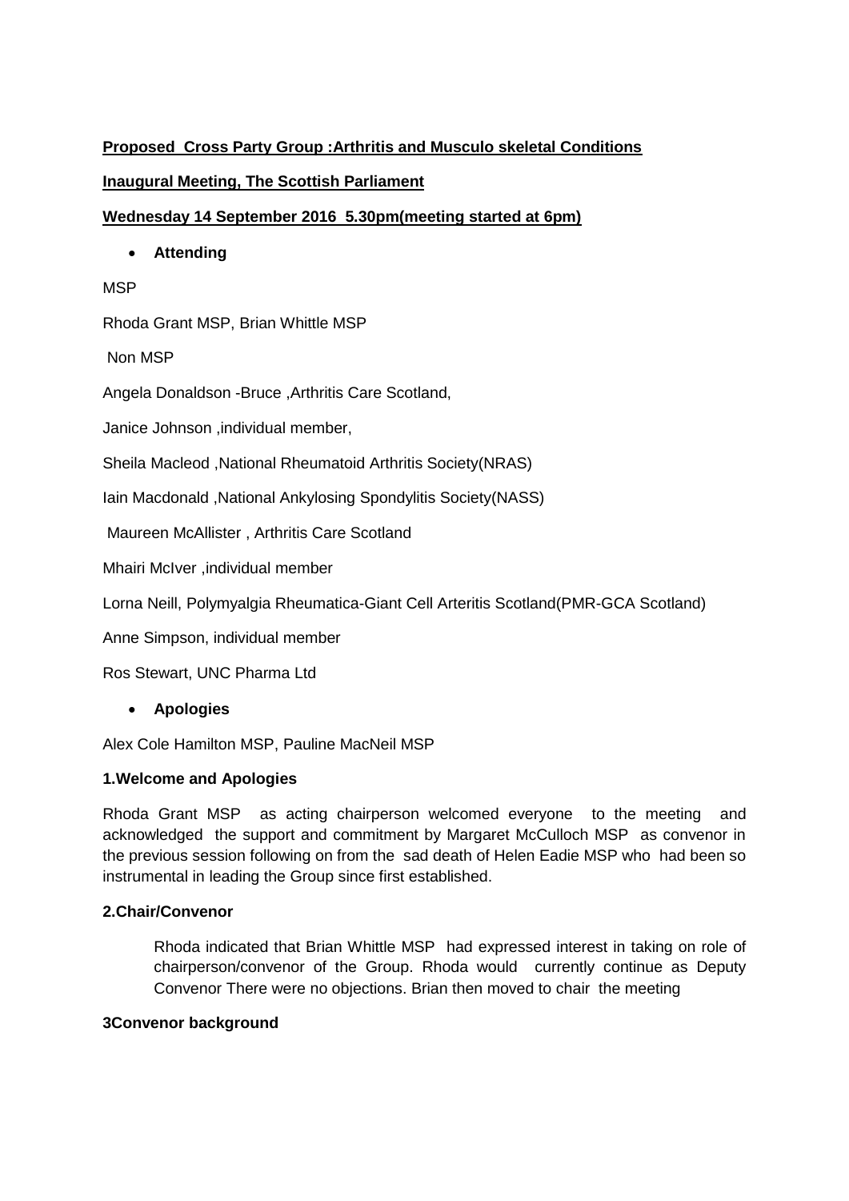**Proposed Cross Party Group :Arthritis and Musculo skeletal Conditions**

**Inaugural Meeting, The Scottish Parliament**

**Wednesday 14 September 2016 5.30pm(meeting started at 6pm)**

- **Attending**

MSP

Rhoda Grant MSP, Brian Whittle MSP

Non MSP

Angela Donaldson -Bruce ,Arthritis Care Scotland,

Janice Johnson ,individual member,

Sheila Macleod ,National Rheumatoid Arthritis Society(NRAS)

Iain Macdonald ,National Ankylosing Spondylitis Society(NASS)

Maureen McAllister , Arthritis Care Scotland

Mhairi McIver ,individual member

Lorna Neill, Polymyalgia Rheumatica-Giant Cell Arteritis Scotland(PMR-GCA Scotland)

Anne Simpson, individual member

Ros Stewart, UNC Pharma Ltd

- **Apologies**

Alex Cole Hamilton MSP, Pauline MacNeil MSP

**1.Welcome and Apologies**

Rhoda Grant MSP as acting chairperson welcomed everyone to the meeting and acknowledged the support and commitment by Margaret McCulloch MSP as convenor in the previous session following on from the sad death of Helen Eadie MSP who had been so instrumental in leading the Group since first established.

**2.Chair/Convenor**

Rhoda indicated that Brian Whittle MSP had expressed interest in taking on role of chairperson/convenor of the Group. Rhoda would currently continue as Deputy Convenor There were no objections. Brian then moved to chair the meeting

**3Convenor background**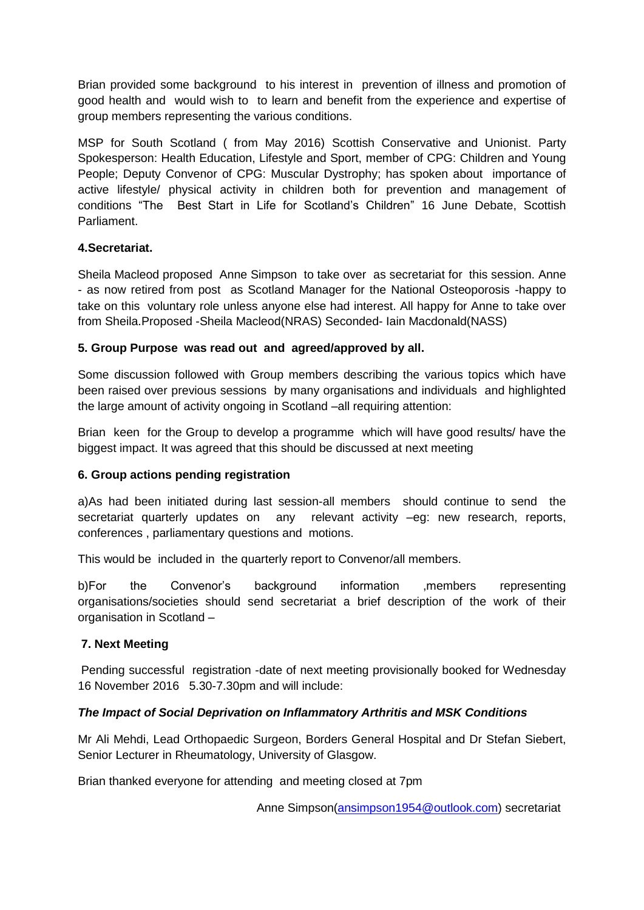Brian provided some background to his interest in prevention of illness and promotion of good health and would wish to to learn and benefit from the experience and expertise of group members representing the various conditions.

MSP for South Scotland ( from May 2016) Scottish Conservative and Unionist. Party Spokesperson: Health Education, Lifestyle and Sport, member of CPG: Children and Young People; Deputy Convenor of CPG: Muscular Dystrophy; has spoken about importance of active lifestyle/ physical activity in children both for prevention and management of conditions "The Best Start in Life for Scotland's Children" 16 June Debate, Scottish Parliament.

**4.Secretariat.**

Sheila Macleod proposed Anne Simpson to take over as secretariat for this session. Anne - as now retired from post as Scotland Manager for the National Osteoporosis -happy to take on this voluntary role unless anyone else had interest. All happy for Anne to take over from Sheila.Proposed -Sheila Macleod(NRAS) Seconded- Iain Macdonald(NASS)

**5. Group Purpose was read out and agreed/approved by all.**

Some discussion followed with Group members describing the various topics which have been raised over previous sessions by many organisations and individuals and highlighted the large amount of activity ongoing in Scotland –all requiring attention:

Brian keen for the Group to develop a programme which will have good results/ have the biggest impact. It was agreed that this should be discussed at next meeting

**6. Group actions pending registration**

a)As had been initiated during last session-all members should continue to send the secretariat quarterly updates on any relevant activity –eg: new research, reports, conferences , parliamentary questions and motions.

This would be included in the quarterly report to Convenor/all members.

b)For the Convenor's background information ,members representing organisations/societies should send secretariat a brief description of the work of their organisation in Scotland –

**7. Next Meeting**

Pending successful registration -date of next meeting provisionally booked for Wednesday 16 November 2016 5.30-7.30pm and will include:

***The Impact of Social Deprivation on Inflammatory Arthritis and MSK Conditions***

Mr Ali Mehdi, Lead Orthopaedic Surgeon, Borders General Hospital and Dr Stefan Siebert, Senior Lecturer in Rheumatology, University of Glasgow.

Brian thanked everyone for attending and meeting closed at 7pm

Anne Simpson(ansimpson1954@outlook.com) secretariat